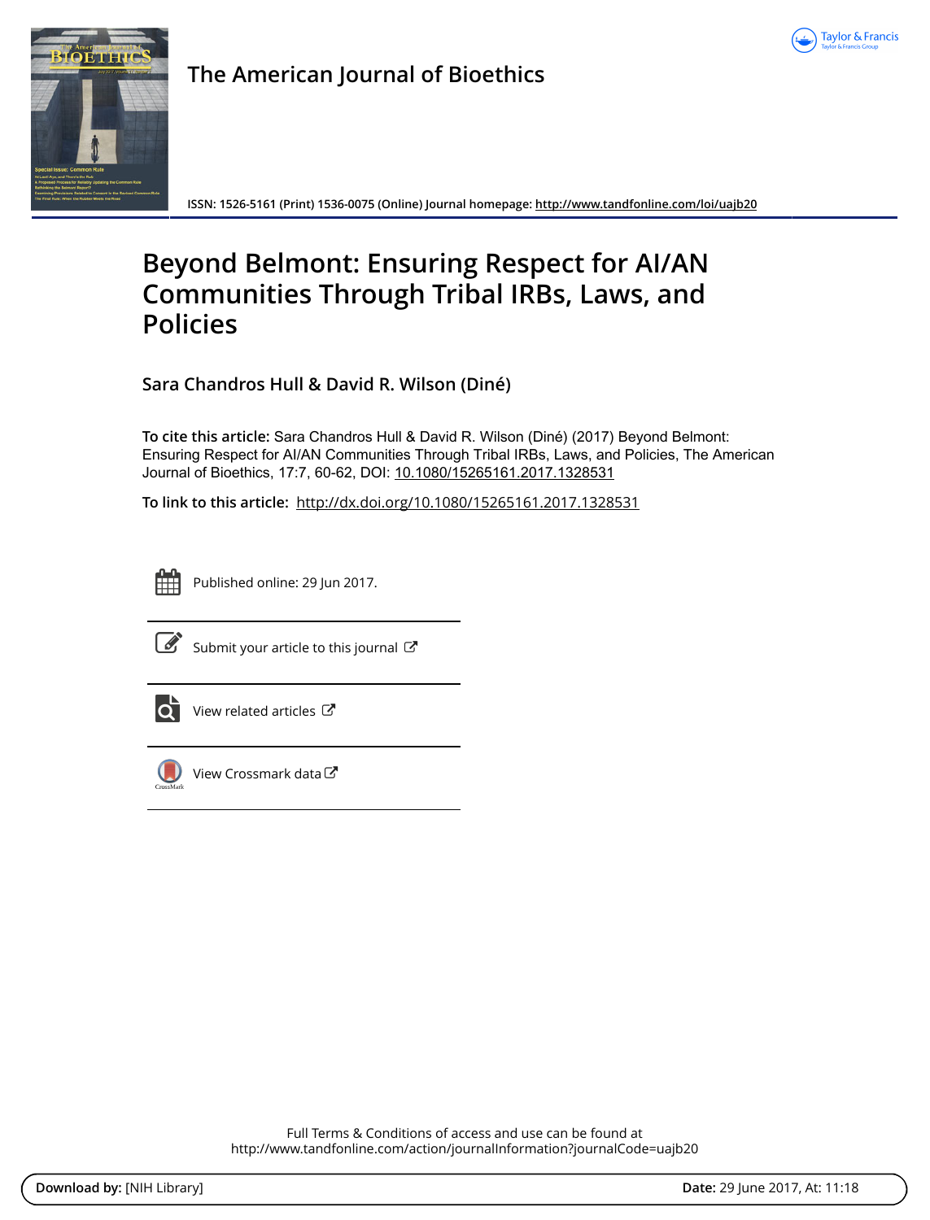The American Journal of Bioethics

ISSN: 1526-5161 (Print) 1536-0075 (Online) Journal homepage: http://www.tandfonline.com/loi/uajb20

# Beyond Belmont: Ensuring Respect for AI/AN Communities Through Tribal IRBs, Laws, and Policies

**Sara Chandros Hull & David R. Wilson (Diné)**

**To cite this article:** Sara Chandros Hull & David R. Wilson (Diné) (2017) Beyond Belmont: Ensuring Respect for AI/AN Communities Through Tribal IRBs, Laws, and Policies, The American Journal of Bioethics, 17:7, 60-62, DOI: 10.1080/15265161.2017.1328531

**To link to this article:** http://dx.doi.org/10.1080/15265161.2017.1328531

Published online: 29 Jun 2017.

Submit your article to this journal

View related articles

View Crossmark data

Full Terms & Conditions of access and use can be found at
http://www.tandfonline.com/action/journalInformation?journalCode=uajb20

**Download by:** [NIH Library] **Date:** 29 June 2017, At: 11:18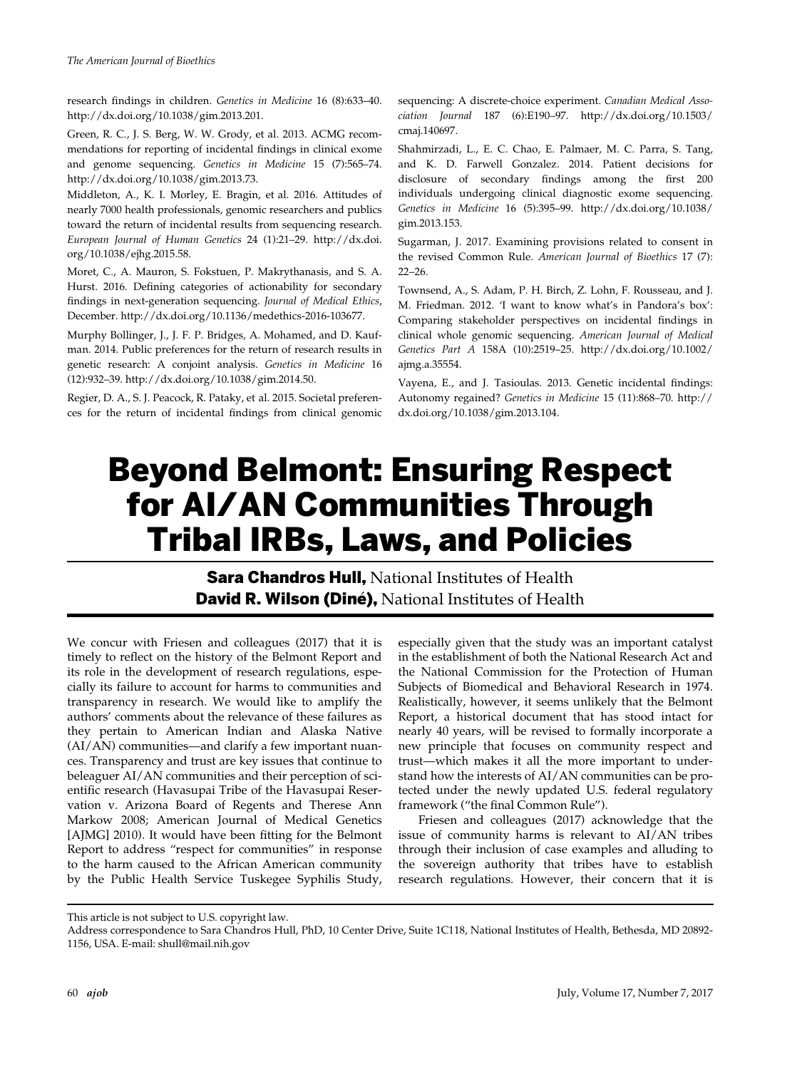research findings in children. *Genetics in Medicine* 16 (8):633–40. http://dx.doi.org/10.1038/gim.2013.201.

Green, R. C., J. S. Berg, W. W. Grody, et al. 2013. ACMG recommendations for reporting of incidental findings in clinical exome and genome sequencing. *Genetics in Medicine* 15 (7):565–74. http://dx.doi.org/10.1038/gim.2013.73.

Middleton, A., K. I. Morley, E. Bragin, et al. 2016. Attitudes of nearly 7000 health professionals, genomic researchers and publics toward the return of incidental results from sequencing research. *European Journal of Human Genetics* 24 (1):21–29. http://dx.doi.org/10.1038/ejhg.2015.58.

Moret, C., A. Mauron, S. Fokstuen, P. Makrythanasis, and S. A. Hurst. 2016. Defining categories of actionability for secondary findings in next-generation sequencing. *Journal of Medical Ethics*, December. http://dx.doi.org/10.1136/medethics-2016-103677.

Murphy Bollinger, J., J. F. P. Bridges, A. Mohamed, and D. Kaufman. 2014. Public preferences for the return of research results in genetic research: A conjoint analysis. *Genetics in Medicine* 16 (12):932–39. http://dx.doi.org/10.1038/gim.2014.50.

Regier, D. A., S. J. Peacock, R. Pataky, et al. 2015. Societal preferences for the return of incidental findings from clinical genomic sequencing: A discrete-choice experiment. *Canadian Medical Association Journal* 187 (6):E190–97. http://dx.doi.org/10.1503/cmaj.140697.

Shahmirzadi, L., E. C. Chao, E. Palmaer, M. C. Parra, S. Tang, and K. D. Farwell Gonzalez. 2014. Patient decisions for disclosure of secondary findings among the first 200 individuals undergoing clinical diagnostic exome sequencing. *Genetics in Medicine* 16 (5):395–99. http://dx.doi.org/10.1038/gim.2013.153.

Sugarman, J. 2017. Examining provisions related to consent in the revised Common Rule. *American Journal of Bioethics* 17 (7): 22–26.

Townsend, A., S. Adam, P. H. Birch, Z. Lohn, F. Rousseau, and J. M. Friedman. 2012. 'I want to know what's in Pandora's box': Comparing stakeholder perspectives on incidental findings in clinical whole genomic sequencing. *American Journal of Medical Genetics Part A* 158A (10):2519–25. http://dx.doi.org/10.1002/ajmg.a.35554.

Vayena, E., and J. Tasioulas. 2013. Genetic incidental findings: Autonomy regained? *Genetics in Medicine* 15 (11):868–70. http://dx.doi.org/10.1038/gim.2013.104.

# Beyond Belmont: Ensuring Respect for AI/AN Communities Through Tribal IRBs, Laws, and Policies

**Sara Chandros Hull,** National Institutes of Health
**David R. Wilson (Diné),** National Institutes of Health

We concur with Friesen and colleagues (2017) that it is timely to reflect on the history of the Belmont Report and its role in the development of research regulations, especially its failure to account for harms to communities and transparency in research. We would like to amplify the authors' comments about the relevance of these failures as they pertain to American Indian and Alaska Native (AI/AN) communities—and clarify a few important nuances. Transparency and trust are key issues that continue to beleaguer AI/AN communities and their perception of scientific research (Havasupai Tribe of the Havasupai Reservation v. Arizona Board of Regents and Therese Ann Markow 2008; American Journal of Medical Genetics [AJMG] 2010). It would have been fitting for the Belmont Report to address "respect for communities" in response to the harm caused to the African American community by the Public Health Service Tuskegee Syphilis Study, especially given that the study was an important catalyst in the establishment of both the National Research Act and the National Commission for the Protection of Human Subjects of Biomedical and Behavioral Research in 1974. Realistically, however, it seems unlikely that the Belmont Report, a historical document that has stood intact for nearly 40 years, will be revised to formally incorporate a new principle that focuses on community respect and trust—which makes it all the more important to understand how the interests of AI/AN communities can be protected under the newly updated U.S. federal regulatory framework ("the final Common Rule").

Friesen and colleagues (2017) acknowledge that the issue of community harms is relevant to AI/AN tribes through their inclusion of case examples and alluding to the sovereign authority that tribes have to establish research regulations. However, their concern that it is

This article is not subject to U.S. copyright law.
Address correspondence to Sara Chandros Hull, PhD, 10 Center Drive, Suite 1C118, National Institutes of Health, Bethesda, MD 20892-1156, USA. E-mail: shull@mail.nih.gov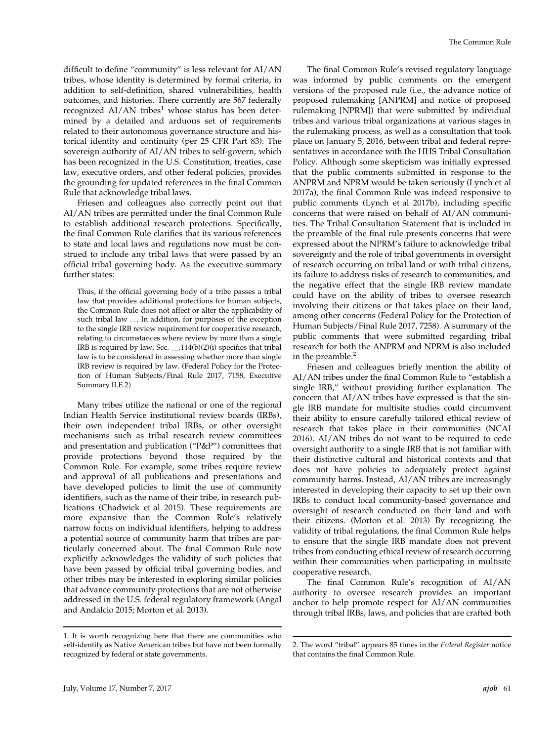difficult to define "community" is less relevant for AI/AN tribes, whose identity is determined by formal criteria, in addition to self-definition, shared vulnerabilities, health outcomes, and histories. There currently are 567 federally recognized AI/AN tribes[1] whose status has been determined by a detailed and arduous set of requirements related to their autonomous governance structure and historical identity and continuity (per 25 CFR Part 83). The sovereign authority of AI/AN tribes to self-govern, which has been recognized in the U.S. Constitution, treaties, case law, executive orders, and other federal policies, provides the grounding for updated references in the final Common Rule that acknowledge tribal laws.

Friesen and colleagues also correctly point out that AI/AN tribes are permitted under the final Common Rule to establish additional research protections. Specifically, the final Common Rule clarifies that its various references to state and local laws and regulations now must be construed to include any tribal laws that were passed by an official tribal governing body. As the executive summary further states:

> Thus, if the official governing body of a tribe passes a tribal law that provides additional protections for human subjects, the Common Rule does not affect or alter the applicability of such tribal law ... In addition, for purposes of the exception to the single IRB review requirement for cooperative research, relating to circumstances where review by more than a single IRB is required by law, Sec. __.114(b)(2)(i) specifies that tribal law is to be considered in assessing whether more than single IRB review is required by law. (Federal Policy for the Protection of Human Subjects/Final Rule 2017, 7158, Executive Summary II.E.2)

Many tribes utilize the national or one of the regional Indian Health Service institutional review boards (IRBs), their own independent tribal IRBs, or other oversight mechanisms such as tribal research review committees and presentation and publication ("P&P") committees that provide protections beyond those required by the Common Rule. For example, some tribes require review and approval of all publications and presentations and have developed policies to limit the use of community identifiers, such as the name of their tribe, in research publications (Chadwick et al 2015). These requirements are more expansive than the Common Rule's relatively narrow focus on individual identifiers, helping to address a potential source of community harm that tribes are particularly concerned about. The final Common Rule now explicitly acknowledges the validity of such policies that have been passed by official tribal governing bodies, and other tribes may be interested in exploring similar policies that advance community protections that are not otherwise addressed in the U.S. federal regulatory framework (Angal and Andalcio 2015; Morton et al. 2013).

The final Common Rule's revised regulatory language was informed by public comments on the emergent versions of the proposed rule (i.e., the advance notice of proposed rulemaking [ANPRM] and notice of proposed rulemaking [NPRM]) that were submitted by individual tribes and various tribal organizations at various stages in the rulemaking process, as well as a consultation that took place on January 5, 2016, between tribal and federal representatives in accordance with the HHS Tribal Consultation Policy. Although some skepticism was initially expressed that the public comments submitted in response to the ANPRM and NPRM would be taken seriously (Lynch et al 2017a), the final Common Rule was indeed responsive to public comments (Lynch et al 2017b), including specific concerns that were raised on behalf of AI/AN communities. The Tribal Consultation Statement that is included in the preamble of the final rule presents concerns that were expressed about the NPRM's failure to acknowledge tribal sovereignty and the role of tribal governments in oversight of research occurring on tribal land or with tribal citizens, its failure to address risks of research to communities, and the negative effect that the single IRB review mandate could have on the ability of tribes to oversee research involving their citizens or that takes place on their land, among other concerns (Federal Policy for the Protection of Human Subjects/Final Rule 2017, 7258). A summary of the public comments that were submitted regarding tribal research for both the ANPRM and NPRM is also included in the preamble.[2]

Friesen and colleagues briefly mention the ability of AI/AN tribes under the final Common Rule to "establish a single IRB," without providing further explanation. The concern that AI/AN tribes have expressed is that the single IRB mandate for multisite studies could circumvent their ability to ensure carefully tailored ethical review of research that takes place in their communities (NCAI 2016). AI/AN tribes do not want to be required to cede oversight authority to a single IRB that is not familiar with their distinctive cultural and historical contexts and that does not have policies to adequately protect against community harms. Instead, AI/AN tribes are increasingly interested in developing their capacity to set up their own IRBs to conduct local community-based governance and oversight of research conducted on their land and with their citizens. (Morton et al. 2013) By recognizing the validity of tribal regulations, the final Common Rule helps to ensure that the single IRB mandate does not prevent tribes from conducting ethical review of research occurring within their communities when participating in multisite cooperative research.

The final Common Rule's recognition of AI/AN authority to oversee research provides an important anchor to help promote respect for AI/AN communities through tribal IRBs, laws, and policies that are crafted both

---

1. It is worth recognizing here that there are communities who self-identify as Native American tribes but have not been formally recognized by federal or state governments.

2. The word "tribal" appears 85 times in the *Federal Register* notice that contains the final Common Rule.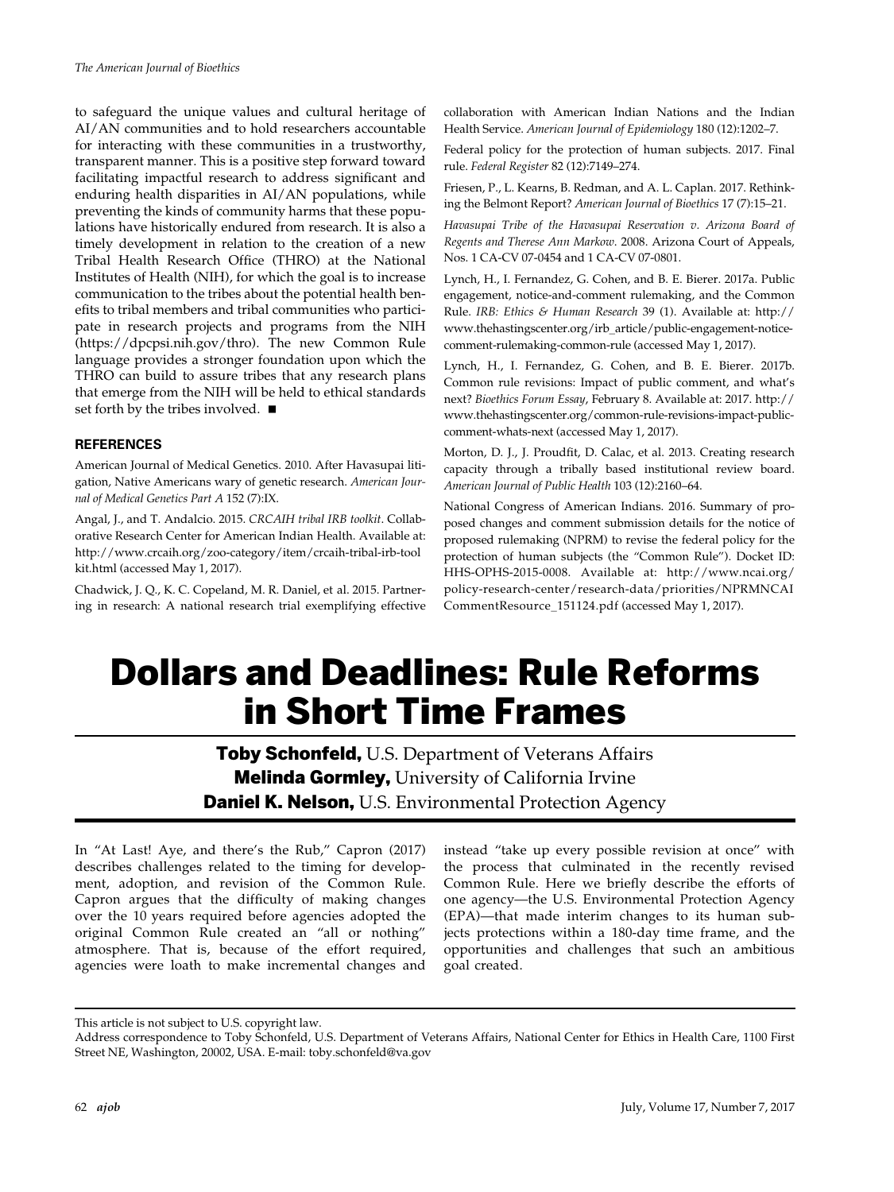to safeguard the unique values and cultural heritage of AI/AN communities and to hold researchers accountable for interacting with these communities in a trustworthy, transparent manner. This is a positive step forward toward facilitating impactful research to address significant and enduring health disparities in AI/AN populations, while preventing the kinds of community harms that these populations have historically endured from research. It is also a timely development in relation to the creation of a new Tribal Health Research Office (THRO) at the National Institutes of Health (NIH), for which the goal is to increase communication to the tribes about the potential health benefits to tribal members and tribal communities who participate in research projects and programs from the NIH (https://dpcpsi.nih.gov/thro). The new Common Rule language provides a stronger foundation upon which the THRO can build to assure tribes that any research plans that emerge from the NIH will be held to ethical standards set forth by the tribes involved. ■

## REFERENCES

American Journal of Medical Genetics. 2010. After Havasupai litigation, Native Americans wary of genetic research. *American Journal of Medical Genetics Part A* 152 (7):IX.

Angal, J., and T. Andalcio. 2015. *CRCAIH tribal IRB toolkit*. Collaborative Research Center for American Indian Health. Available at: http://www.crcaih.org/zoo-category/item/crcaih-tribal-irb-toolkit.html (accessed May 1, 2017).

Chadwick, J. Q., K. C. Copeland, M. R. Daniel, et al. 2015. Partnering in research: A national research trial exemplifying effective collaboration with American Indian Nations and the Indian Health Service. *American Journal of Epidemiology* 180 (12):1202–7.

Federal policy for the protection of human subjects. 2017. Final rule. *Federal Register* 82 (12):7149–274.

Friesen, P., L. Kearns, B. Redman, and A. L. Caplan. 2017. Rethinking the Belmont Report? *American Journal of Bioethics* 17 (7):15–21.

*Havasupai Tribe of the Havasupai Reservation v. Arizona Board of Regents and Therese Ann Markow*. 2008. Arizona Court of Appeals, Nos. 1 CA-CV 07-0454 and 1 CA-CV 07-0801.

Lynch, H., I. Fernandez, G. Cohen, and B. E. Bierer. 2017a. Public engagement, notice-and-comment rulemaking, and the Common Rule. *IRB: Ethics & Human Research* 39 (1). Available at: http://www.thehastingscenter.org/irb_article/public-engagement-notice-comment-rulemaking-common-rule (accessed May 1, 2017).

Lynch, H., I. Fernandez, G. Cohen, and B. E. Bierer. 2017b. Common rule revisions: Impact of public comment, and what's next? *Bioethics Forum Essay*, February 8. Available at: 2017. http://www.thehastingscenter.org/common-rule-revisions-impact-public-comment-whats-next (accessed May 1, 2017).

Morton, D. J., J. Proudfit, D. Calac, et al. 2013. Creating research capacity through a tribally based institutional review board. *American Journal of Public Health* 103 (12):2160–64.

National Congress of American Indians. 2016. Summary of proposed changes and comment submission details for the notice of proposed rulemaking (NPRM) to revise the federal policy for the protection of human subjects (the "Common Rule"). Docket ID: HHS-OPHS-2015-0008. Available at: http://www.ncai.org/policy-research-center/research-data/priorities/NPRMNCAICommentResource_151124.pdf (accessed May 1, 2017).

# Dollars and Deadlines: Rule Reforms in Short Time Frames

**Toby Schonfeld,** U.S. Department of Veterans Affairs
**Melinda Gormley,** University of California Irvine
**Daniel K. Nelson,** U.S. Environmental Protection Agency

In "At Last! Aye, and there's the Rub," Capron (2017) describes challenges related to the timing for development, adoption, and revision of the Common Rule. Capron argues that the difficulty of making changes over the 10 years required before agencies adopted the original Common Rule created an "all or nothing" atmosphere. That is, because of the effort required, agencies were loath to make incremental changes and instead "take up every possible revision at once" with the process that culminated in the recently revised Common Rule. Here we briefly describe the efforts of one agency—the U.S. Environmental Protection Agency (EPA)—that made interim changes to its human subjects protections within a 180-day time frame, and the opportunities and challenges that such an ambitious goal created.

This article is not subject to U.S. copyright law.
Address correspondence to Toby Schonfeld, U.S. Department of Veterans Affairs, National Center for Ethics in Health Care, 1100 First Street NE, Washington, 20002, USA. E-mail: toby.schonfeld@va.gov